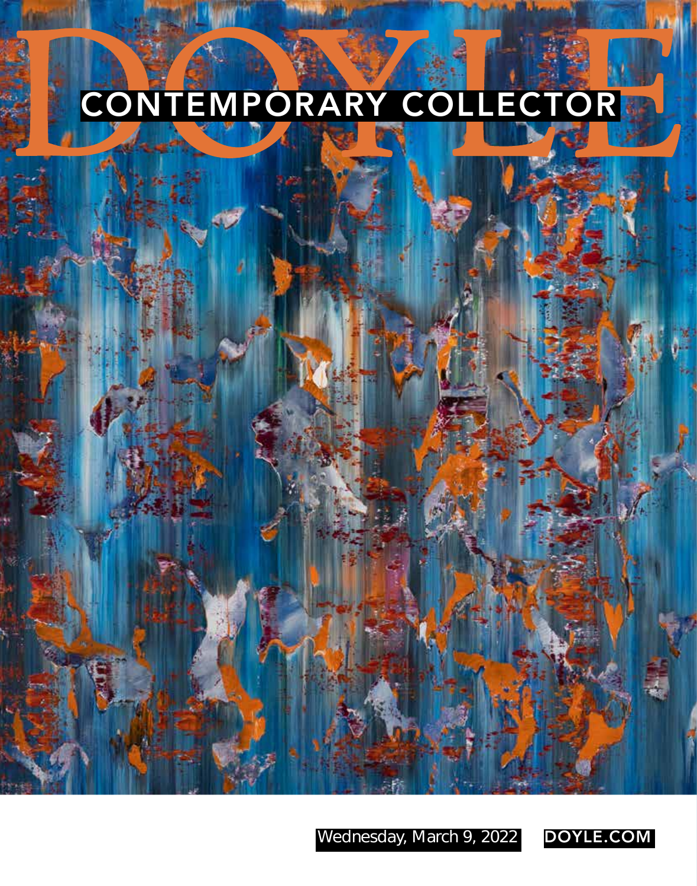# DOYLE

## CONTEMPORARY COLLECTOR

Wednesday, March 9, 2022

DOYLE.COM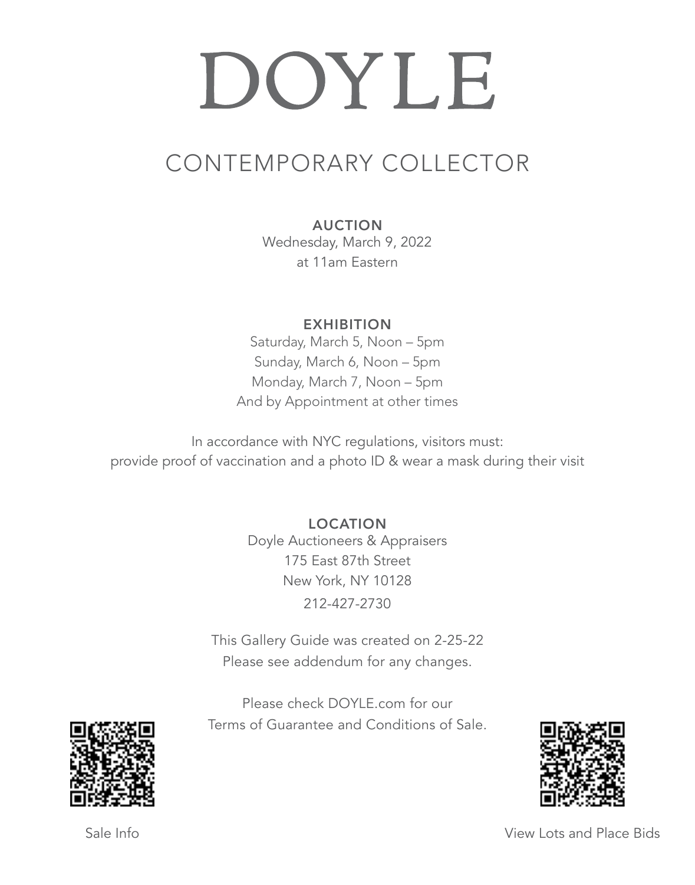# DOYLE

## CONTEMPORARY COLLECTOR

**AUCTION**
Wednesday, March 9, 2022
at 11am Eastern

**EXHIBITION**
Saturday, March 5, Noon – 5pm
Sunday, March 6, Noon – 5pm
Monday, March 7, Noon – 5pm
And by Appointment at other times

In accordance with NYC regulations, visitors must:
provide proof of vaccination and a photo ID & wear a mask during their visit

**LOCATION**
Doyle Auctioneers & Appraisers
175 East 87th Street
New York, NY 10128
212-427-2730

This Gallery Guide was created on 2-25-22
Please see addendum for any changes.

Please check DOYLE.com for our
Terms of Guarantee and Conditions of Sale.

Sale Info

View Lots and Place Bids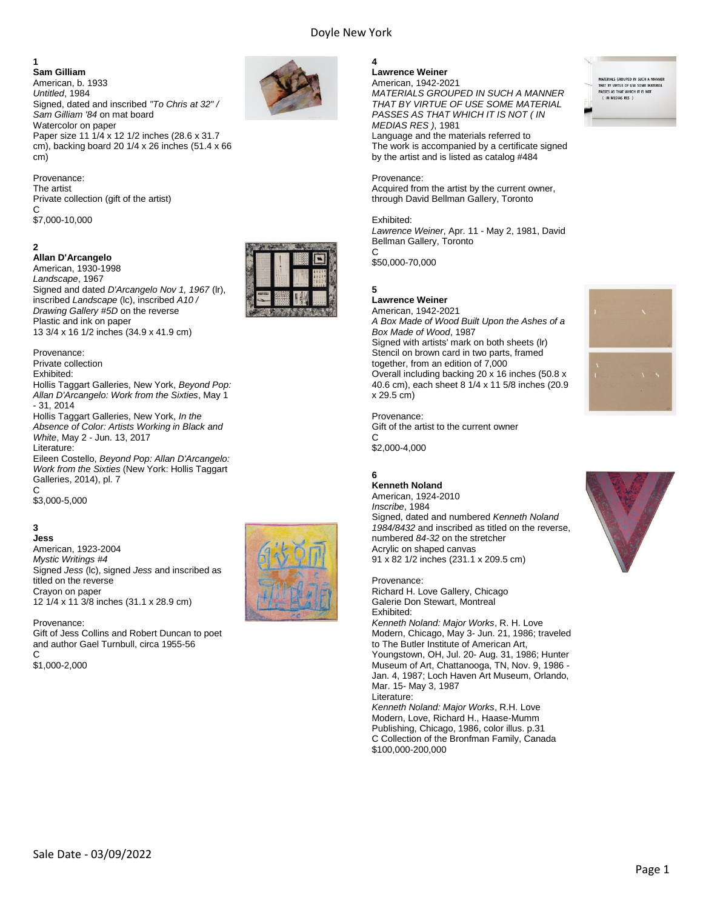**1**
**Sam Gilliam**
American, b. 1933
*Untitled*, 1984
Signed, dated and inscribed *"To Chris at 32" / Sam Gilliam '84* on mat board
Watercolor on paper
Paper size 11 1/4 x 12 1/2 inches (28.6 x 31.7 cm), backing board 20 1/4 x 26 inches (51.4 x 66 cm)

Provenance:
The artist
Private collection (gift of the artist)
C
$7,000-10,000

**2**
**Allan D'Arcangelo**
American, 1930-1998
*Landscape*, 1967
Signed and dated *D'Arcangelo Nov 1, 1967* (lr), inscribed *Landscape* (lc), inscribed *A10 / Drawing Gallery #5D* on the reverse
Plastic and ink on paper
13 3/4 x 16 1/2 inches (34.9 x 41.9 cm)

Provenance:
Private collection
Exhibited:
Hollis Taggart Galleries, New York, *Beyond Pop: Allan D'Arcangelo: Work from the Sixties*, May 1 - 31, 2014
Hollis Taggart Galleries, New York, *In the Absence of Color: Artists Working in Black and White*, May 2 - Jun. 13, 2017
Literature:
Eileen Costello, *Beyond Pop: Allan D'Arcangelo: Work from the Sixties* (New York: Hollis Taggart Galleries, 2014), pl. 7
C
$3,000-5,000

**3**
**Jess**
American, 1923-2004
*Mystic Writings #4*
Signed *Jess* (lc), signed *Jess* and inscribed as titled on the reverse
Crayon on paper
12 1/4 x 11 3/8 inches (31.1 x 28.9 cm)

Provenance:
Gift of Jess Collins and Robert Duncan to poet and author Gael Turnbull, circa 1955-56
C
$1,000-2,000

**4**
**Lawrence Weiner**
American, 1942-2021
*MATERIALS GROUPED IN SUCH A MANNER THAT BY VIRTUE OF USE SOME MATERIAL PASSES AS THAT WHICH IT IS NOT ( IN MEDIAS RES )*, 1981
Language and the materials referred to
The work is accompanied by a certificate signed by the artist and is listed as catalog #484

Provenance:
Acquired from the artist by the current owner, through David Bellman Gallery, Toronto

Exhibited:
*Lawrence Weiner*, Apr. 11 - May 2, 1981, David Bellman Gallery, Toronto
C
$50,000-70,000

**5**
**Lawrence Weiner**
American, 1942-2021
*A Box Made of Wood Built Upon the Ashes of a Box Made of Wood*, 1987
Signed with artists' mark on both sheets (lr)
Stencil on brown card in two parts, framed together, from an edition of 7,000
Overall including backing 20 x 16 inches (50.8 x 40.6 cm), each sheet 8 1/4 x 11 5/8 inches (20.9 x 29.5 cm)

Provenance:
Gift of the artist to the current owner
C
$2,000-4,000

**6**
**Kenneth Noland**
American, 1924-2010
*Inscribe*, 1984
Signed, dated and numbered *Kenneth Noland 1984/8432* and inscribed as titled on the reverse, numbered *84-32* on the stretcher
Acrylic on shaped canvas
91 x 82 1/2 inches (231.1 x 209.5 cm)

Provenance:
Richard H. Love Gallery, Chicago
Galerie Don Stewart, Montreal
Exhibited:
*Kenneth Noland: Major Works*, R. H. Love Modern, Chicago, May 3- Jun. 21, 1986; traveled to The Butler Institute of American Art, Youngstown, OH, Jul. 20- Aug. 31, 1986; Hunter Museum of Art, Chattanooga, TN, Nov. 9, 1986 - Jan. 4, 1987; Loch Haven Art Museum, Orlando, Mar. 15- May 3, 1987
Literature:
*Kenneth Noland: Major Works*, R.H. Love Modern, Love, Richard H., Haase-Mumm Publishing, Chicago, 1986, color illus. p.31
C Collection of the Bronfman Family, Canada
$100,000-200,000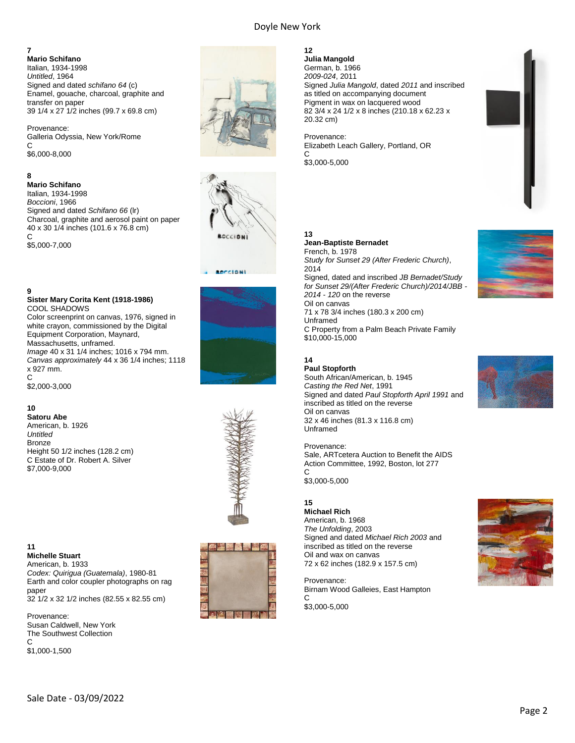**7**
**Mario Schifano**
Italian, 1934-1998
*Untitled*, 1964
Signed and dated *schifano 64* (c)
Enamel, gouache, charcoal, graphite and transfer on paper
39 1/4 x 27 1/2 inches (99.7 x 69.8 cm)

Provenance:
Galleria Odyssia, New York/Rome
C
$6,000-8,000

**8**
**Mario Schifano**
Italian, 1934-1998
*Boccioni*, 1966
Signed and dated *Schifano 66* (lr)
Charcoal, graphite and aerosol paint on paper
40 x 30 1/4 inches (101.6 x 76.8 cm)
C
$5,000-7,000

**9**
**Sister Mary Corita Kent (1918-1986)**
COOL SHADOWS
Color screenprint on canvas, 1976, signed in white crayon, commissioned by the Digital Equipment Corporation, Maynard, Massachusetts, unframed.
*Image* 40 x 31 1/4 inches; 1016 x 794 mm.
*Canvas approximately* 44 x 36 1/4 inches; 1118 x 927 mm.
C
$2,000-3,000

**10**
**Satoru Abe**
American, b. 1926
*Untitled*
Bronze
Height 50 1/2 inches (128.2 cm)
C Estate of Dr. Robert A. Silver
$7,000-9,000

**11**
**Michelle Stuart**
American, b. 1933
*Codex: Quirigua (Guatemala)*, 1980-81
Earth and color coupler photographs on rag paper
32 1/2 x 32 1/2 inches (82.55 x 82.55 cm)

Provenance:
Susan Caldwell, New York
The Southwest Collection
C
$1,000-1,500

**12**
**Julia Mangold**
German, b. 1966
*2009-024*, 2011
Signed *Julia Mangold*, dated *2011* and inscribed as titled on accompanying document
Pigment in wax on lacquered wood
82 3/4 x 24 1/2 x 8 inches (210.18 x 62.23 x 20.32 cm)

Provenance:
Elizabeth Leach Gallery, Portland, OR
C
$3,000-5,000

**13**
**Jean-Baptiste Bernadet**
French, b. 1978
*Study for Sunset 29 (After Frederic Church)*, 2014
Signed, dated and inscribed *JB Bernadet/Study for Sunset 29/(After Frederic Church)/2014/JBB - 2014 - 120* on the reverse
Oil on canvas
71 x 78 3/4 inches (180.3 x 200 cm)
Unframed
C Property from a Palm Beach Private Family
$10,000-15,000

**14**
**Paul Stopforth**
South African/American, b. 1945
*Casting the Red Net*, 1991
Signed and dated *Paul Stopforth April 1991* and inscribed as titled on the reverse
Oil on canvas
32 x 46 inches (81.3 x 116.8 cm)
Unframed

Provenance:
Sale, ARTcetera Auction to Benefit the AIDS Action Committee, 1992, Boston, lot 277
C
$3,000-5,000

**15**
**Michael Rich**
American, b. 1968
*The Unfolding*, 2003
Signed and dated *Michael Rich 2003* and inscribed as titled on the reverse
Oil and wax on canvas
72 x 62 inches (182.9 x 157.5 cm)

Provenance:
Birnam Wood Galleies, East Hampton
C
$3,000-5,000

Sale Date - 03/09/2022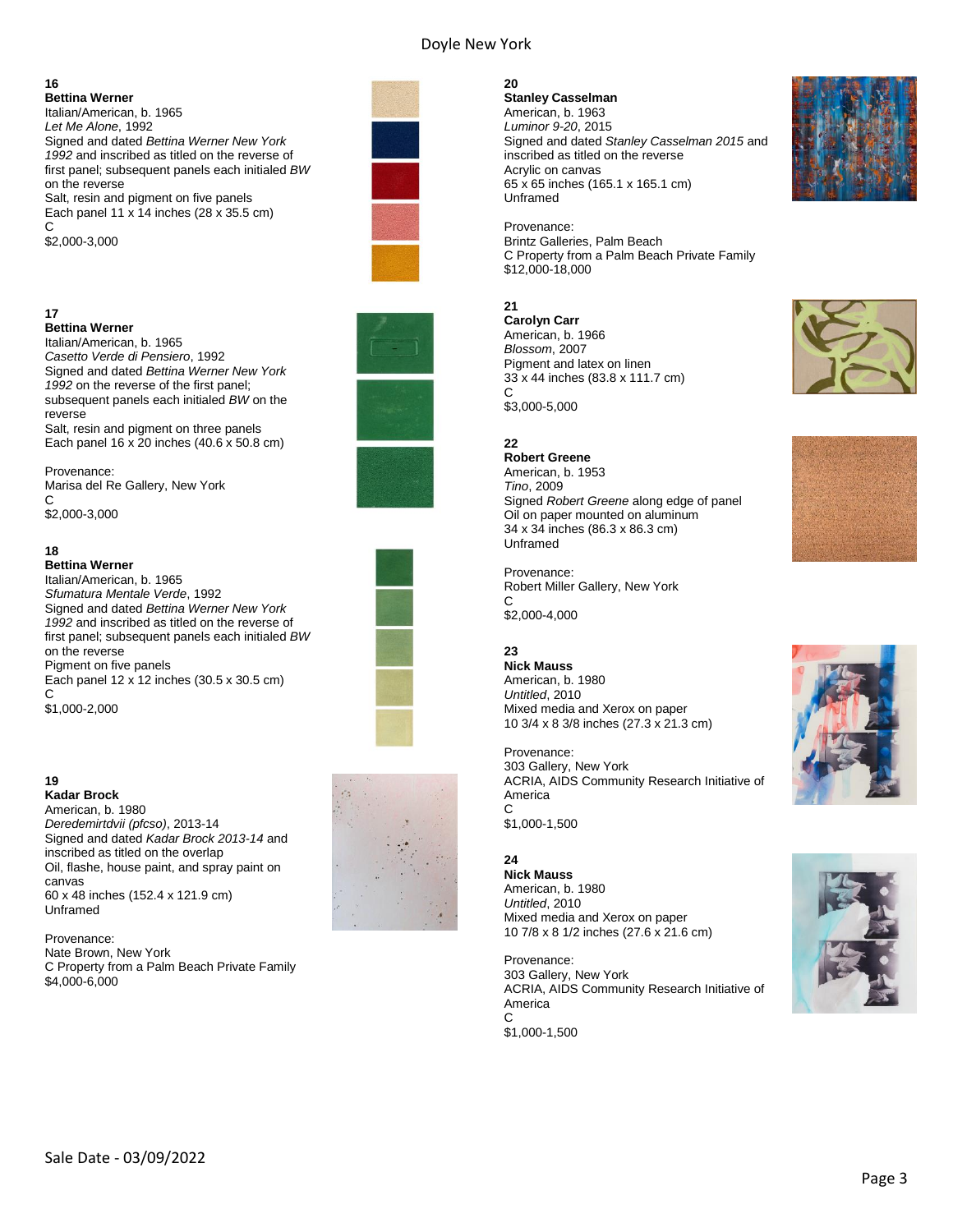**16**
**Bettina Werner**
Italian/American, b. 1965
*Let Me Alone*, 1992
Signed and dated *Bettina Werner New York 1992* and inscribed as titled on the reverse of first panel; subsequent panels each initialed *BW* on the reverse
Salt, resin and pigment on five panels
Each panel 11 x 14 inches (28 x 35.5 cm)
C
$2,000-3,000

**17**
**Bettina Werner**
Italian/American, b. 1965
*Casetto Verde di Pensiero*, 1992
Signed and dated *Bettina Werner New York 1992* on the reverse of the first panel; subsequent panels each initialed *BW* on the reverse
Salt, resin and pigment on three panels
Each panel 16 x 20 inches (40.6 x 50.8 cm)

Provenance:
Marisa del Re Gallery, New York
C
$2,000-3,000

**18**
**Bettina Werner**
Italian/American, b. 1965
*Sfumatura Mentale Verde*, 1992
Signed and dated *Bettina Werner New York 1992* and inscribed as titled on the reverse of first panel; subsequent panels each initialed *BW* on the reverse
Pigment on five panels
Each panel 12 x 12 inches (30.5 x 30.5 cm)
C
$1,000-2,000

**19**
**Kadar Brock**
American, b. 1980
*Deredemirtdvii (pfcso)*, 2013-14
Signed and dated *Kadar Brock 2013-14* and inscribed as titled on the overlap
Oil, flashe, house paint, and spray paint on canvas
60 x 48 inches (152.4 x 121.9 cm)
Unframed

Provenance:
Nate Brown, New York
C Property from a Palm Beach Private Family
$4,000-6,000

**20**
**Stanley Casselman**
American, b. 1963
*Luminor 9-20*, 2015
Signed and dated *Stanley Casselman 2015* and inscribed as titled on the reverse
Acrylic on canvas
65 x 65 inches (165.1 x 165.1 cm)
Unframed

Provenance:
Brintz Galleries, Palm Beach
C Property from a Palm Beach Private Family
$12,000-18,000

**21**
**Carolyn Carr**
American, b. 1966
*Blossom*, 2007
Pigment and latex on linen
33 x 44 inches (83.8 x 111.7 cm)
C
$3,000-5,000

**22**
**Robert Greene**
American, b. 1953
*Tino*, 2009
Signed *Robert Greene* along edge of panel
Oil on paper mounted on aluminum
34 x 34 inches (86.3 x 86.3 cm)
Unframed

Provenance:
Robert Miller Gallery, New York
C
$2,000-4,000

**23**
**Nick Mauss**
American, b. 1980
*Untitled*, 2010
Mixed media and Xerox on paper
10 3/4 x 8 3/8 inches (27.3 x 21.3 cm)

Provenance:
303 Gallery, New York
ACRIA, AIDS Community Research Initiative of America
C
$1,000-1,500

**24**
**Nick Mauss**
American, b. 1980
*Untitled*, 2010
Mixed media and Xerox on paper
10 7/8 x 8 1/2 inches (27.6 x 21.6 cm)

Provenance:
303 Gallery, New York
ACRIA, AIDS Community Research Initiative of America
C
$1,000-1,500

Sale Date - 03/09/2022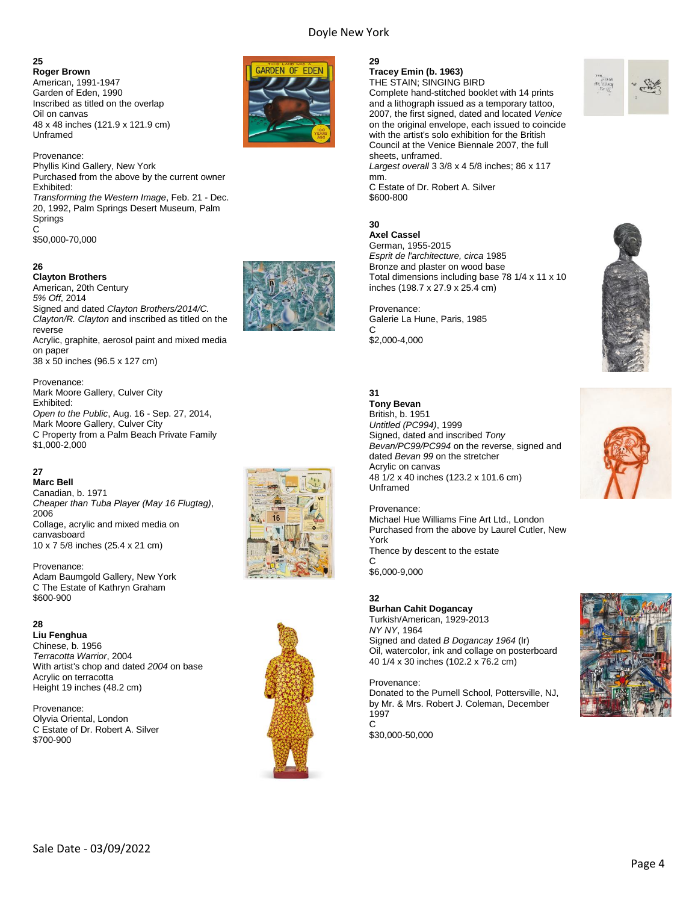**25**
**Roger Brown**
American, 1991-1947
Garden of Eden, 1990
Inscribed as titled on the overlap
Oil on canvas
48 x 48 inches (121.9 x 121.9 cm)
Unframed

Provenance:
Phyllis Kind Gallery, New York
Purchased from the above by the current owner
Exhibited:
*Transforming the Western Image*, Feb. 21 - Dec. 20, 1992, Palm Springs Desert Museum, Palm Springs
C
$50,000-70,000

**26**
**Clayton Brothers**
American, 20th Century
*5% Off*, 2014
Signed and dated *Clayton Brothers/2014/C. Clayton/R. Clayton* and inscribed as titled on the reverse
Acrylic, graphite, aerosol paint and mixed media on paper
38 x 50 inches (96.5 x 127 cm)

Provenance:
Mark Moore Gallery, Culver City
Exhibited:
*Open to the Public*, Aug. 16 - Sep. 27, 2014, Mark Moore Gallery, Culver City
C Property from a Palm Beach Private Family
$1,000-2,000

**27**
**Marc Bell**
Canadian, b. 1971
*Cheaper than Tuba Player (May 16 Flugtag)*, 2006
Collage, acrylic and mixed media on canvasboard
10 x 7 5/8 inches (25.4 x 21 cm)

Provenance:
Adam Baumgold Gallery, New York
C The Estate of Kathryn Graham
$600-900

**28**
**Liu Fenghua**
Chinese, b. 1956
*Terracotta Warrior*, 2004
With artist's chop and dated *2004* on base
Acrylic on terracotta
Height 19 inches (48.2 cm)

Provenance:
Olyvia Oriental, London
C Estate of Dr. Robert A. Silver
$700-900

**29**
**Tracey Emin (b. 1963)**
THE STAIN; SINGING BIRD
Complete hand-stitched booklet with 14 prints and a lithograph issued as a temporary tattoo, 2007, the first signed, dated and located *Venice* on the original envelope, each issued to coincide with the artist's solo exhibition for the British Council at the Venice Biennale 2007, the full sheets, unframed.
*Largest overall* 3 3/8 x 4 5/8 inches; 86 x 117 mm.
C Estate of Dr. Robert A. Silver
$600-800

**30**
**Axel Cassel**
German, 1955-2015
*Esprit de l'architecture, circa* 1985
Bronze and plaster on wood base
Total dimensions including base 78 1/4 x 11 x 10 inches (198.7 x 27.9 x 25.4 cm)

Provenance:
Galerie La Hune, Paris, 1985
C
$2,000-4,000

**31**
**Tony Bevan**
British, b. 1951
*Untitled (PC994)*, 1999
Signed, dated and inscribed *Tony Bevan/PC99/PC994* on the reverse, signed and dated *Bevan 99* on the stretcher
Acrylic on canvas
48 1/2 x 40 inches (123.2 x 101.6 cm)
Unframed

Provenance:
Michael Hue Williams Fine Art Ltd., London
Purchased from the above by Laurel Cutler, New York
Thence by descent to the estate
C
$6,000-9,000

**32**
**Burhan Cahit Dogancay**
Turkish/American, 1929-2013
*NY NY*, 1964
Signed and dated *B Dogancay 1964* (lr)
Oil, watercolor, ink and collage on posterboard
40 1/4 x 30 inches (102.2 x 76.2 cm)

Provenance:
Donated to the Purnell School, Pottersville, NJ, by Mr. & Mrs. Robert J. Coleman, December 1997
C
$30,000-50,000

Sale Date - 03/09/2022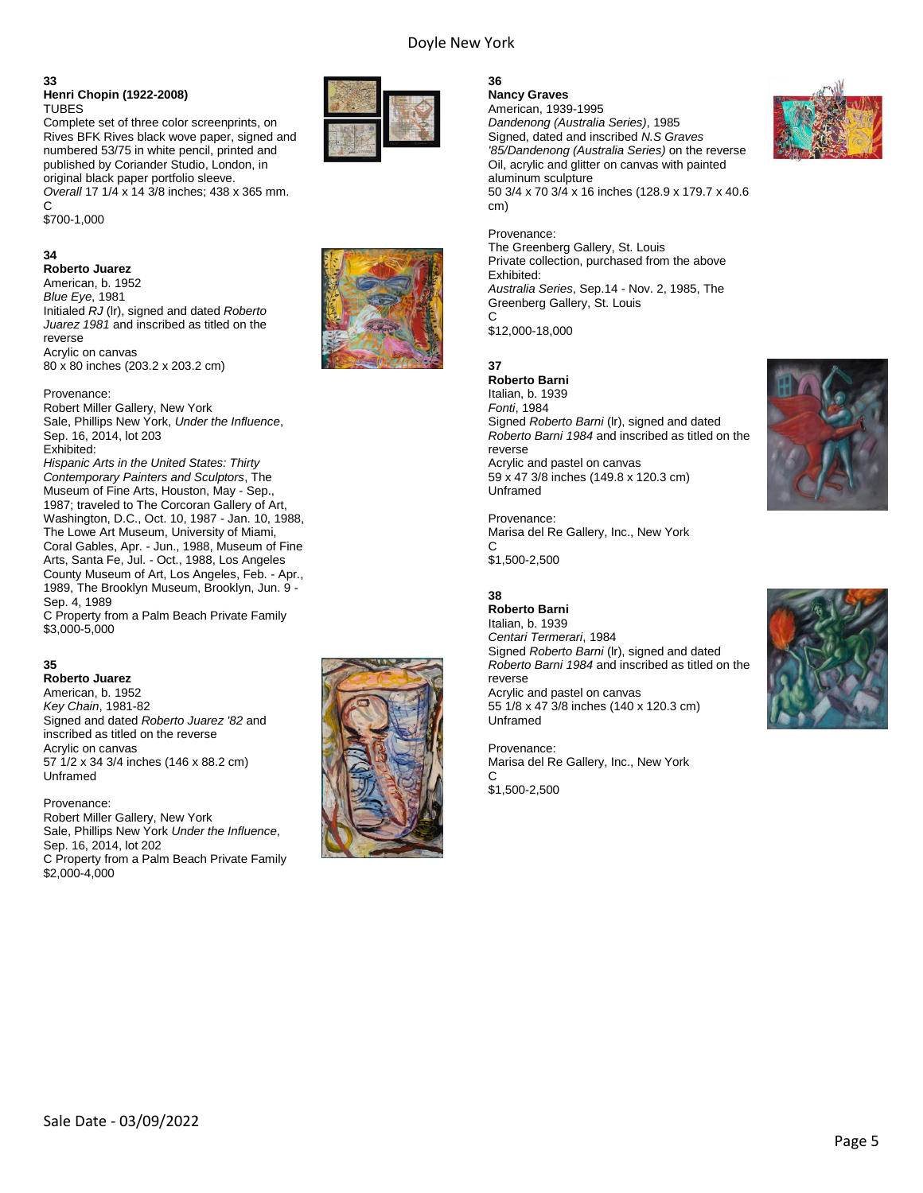**33**
**Henri Chopin (1922-2008)**
TUBES
Complete set of three color screenprints, on Rives BFK Rives black wove paper, signed and numbered 53/75 in white pencil, printed and published by Coriander Studio, London, in original black paper portfolio sleeve.
*Overall* 17 1/4 x 14 3/8 inches; 438 x 365 mm.
C
$700-1,000

**34**
**Roberto Juarez**
American, b. 1952
*Blue Eye*, 1981
Initialed *RJ* (lr), signed and dated *Roberto Juarez 1981* and inscribed as titled on the reverse
Acrylic on canvas
80 x 80 inches (203.2 x 203.2 cm)

Provenance:
Robert Miller Gallery, New York
Sale, Phillips New York, *Under the Influence*, Sep. 16, 2014, lot 203
Exhibited:
*Hispanic Arts in the United States: Thirty Contemporary Painters and Sculptors*, The Museum of Fine Arts, Houston, May - Sep., 1987; traveled to The Corcoran Gallery of Art, Washington, D.C., Oct. 10, 1987 - Jan. 10, 1988, The Lowe Art Museum, University of Miami, Coral Gables, Apr. - Jun., 1988, Museum of Fine Arts, Santa Fe, Jul. - Oct., 1988, Los Angeles County Museum of Art, Los Angeles, Feb. - Apr., 1989, The Brooklyn Museum, Brooklyn, Jun. 9 - Sep. 4, 1989
C Property from a Palm Beach Private Family
$3,000-5,000

**35**
**Roberto Juarez**
American, b. 1952
*Key Chain*, 1981-82
Signed and dated *Roberto Juarez '82* and inscribed as titled on the reverse
Acrylic on canvas
57 1/2 x 34 3/4 inches (146 x 88.2 cm)
Unframed

Provenance:
Robert Miller Gallery, New York
Sale, Phillips New York *Under the Influence*, Sep. 16, 2014, lot 202
C Property from a Palm Beach Private Family
$2,000-4,000

**36**
**Nancy Graves**
American, 1939-1995
*Dandenong (Australia Series)*, 1985
Signed, dated and inscribed *N.S Graves '85/Dandenong (Australia Series)* on the reverse
Oil, acrylic and glitter on canvas with painted aluminum sculpture
50 3/4 x 70 3/4 x 16 inches (128.9 x 179.7 x 40.6 cm)

Provenance:
The Greenberg Gallery, St. Louis
Private collection, purchased from the above
Exhibited:
*Australia Series*, Sep.14 - Nov. 2, 1985, The Greenberg Gallery, St. Louis
C
$12,000-18,000

**37**
**Roberto Barni**
Italian, b. 1939
*Fonti*, 1984
Signed *Roberto Barni* (lr), signed and dated *Roberto Barni 1984* and inscribed as titled on the reverse
Acrylic and pastel on canvas
59 x 47 3/8 inches (149.8 x 120.3 cm)
Unframed

Provenance:
Marisa del Re Gallery, Inc., New York
C
$1,500-2,500

**38**
**Roberto Barni**
Italian, b. 1939
*Centari Termerari*, 1984
Signed *Roberto Barni* (lr), signed and dated *Roberto Barni 1984* and inscribed as titled on the reverse
Acrylic and pastel on canvas
55 1/8 x 47 3/8 inches (140 x 120.3 cm)
Unframed

Provenance:
Marisa del Re Gallery, Inc., New York
C
$1,500-2,500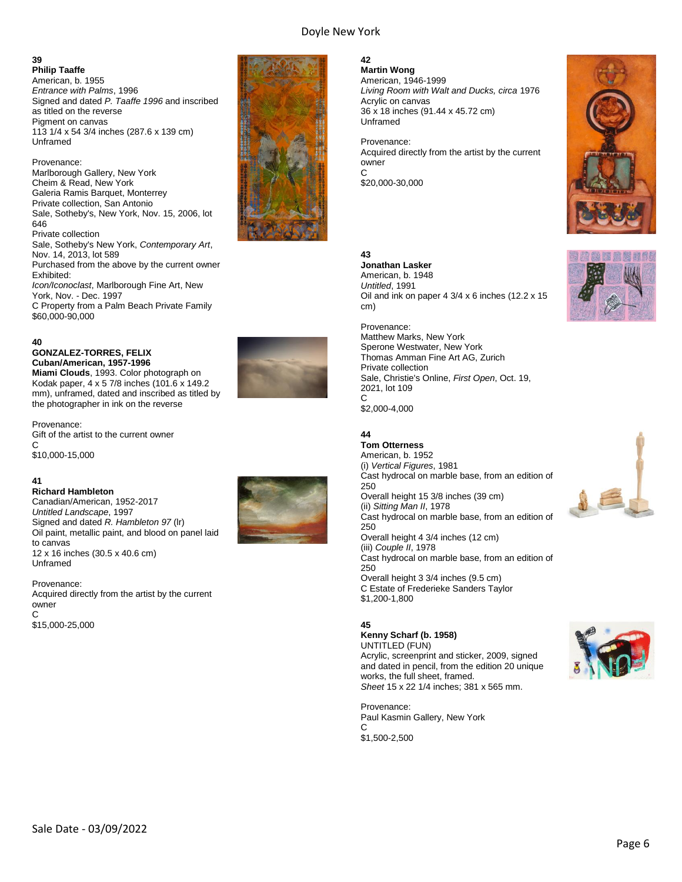**39**
**Philip Taaffe**
American, b. 1955
*Entrance with Palms*, 1996
Signed and dated *P. Taaffe 1996* and inscribed as titled on the reverse
Pigment on canvas
113 1/4 x 54 3/4 inches (287.6 x 139 cm)
Unframed

Provenance:
Marlborough Gallery, New York
Cheim & Read, New York
Galeria Ramis Barquet, Monterrey
Private collection, San Antonio
Sale, Sotheby's, New York, Nov. 15, 2006, lot 646
Private collection
Sale, Sotheby's New York, *Contemporary Art*, Nov. 14, 2013, lot 589
Purchased from the above by the current owner
Exhibited:
*Icon/Iconoclast*, Marlborough Fine Art, New York, Nov. - Dec. 1997
C Property from a Palm Beach Private Family
$60,000-90,000

**40**
**GONZALEZ-TORRES, FELIX**
**Cuban/American, 1957-1996**
**Miami Clouds**, 1993. Color photograph on Kodak paper, 4 x 5 7/8 inches (101.6 x 149.2 mm), unframed, dated and inscribed as titled by the photographer in ink on the reverse

Provenance:
Gift of the artist to the current owner
C
$10,000-15,000

**41**
**Richard Hambleton**
Canadian/American, 1952-2017
*Untitled Landscape*, 1997
Signed and dated *R. Hambleton 97* (lr)
Oil paint, metallic paint, and blood on panel laid to canvas
12 x 16 inches (30.5 x 40.6 cm)
Unframed

Provenance:
Acquired directly from the artist by the current owner
C
$15,000-25,000

**42**
**Martin Wong**
American, 1946-1999
*Living Room with Walt and Ducks, circa* 1976
Acrylic on canvas
36 x 18 inches (91.44 x 45.72 cm)
Unframed

Provenance:
Acquired directly from the artist by the current owner
C
$20,000-30,000

**43**
**Jonathan Lasker**
American, b. 1948
*Untitled*, 1991
Oil and ink on paper 4 3/4 x 6 inches (12.2 x 15 cm)

Provenance:
Matthew Marks, New York
Sperone Westwater, New York
Thomas Amman Fine Art AG, Zurich
Private collection
Sale, Christie's Online, *First Open*, Oct. 19, 2021, lot 109
C
$2,000-4,000

**44**
**Tom Otterness**
American, b. 1952
(i) *Vertical Figures*, 1981
Cast hydrocal on marble base, from an edition of 250
Overall height 15 3/8 inches (39 cm)
(ii) *Sitting Man II*, 1978
Cast hydrocal on marble base, from an edition of 250
Overall height 4 3/4 inches (12 cm)
(iii) *Couple II*, 1978
Cast hydrocal on marble base, from an edition of 250
Overall height 3 3/4 inches (9.5 cm)
C Estate of Frederieke Sanders Taylor
$1,200-1,800

**45**
**Kenny Scharf (b. 1958)**
UNTITLED (FUN)
Acrylic, screenprint and sticker, 2009, signed and dated in pencil, from the edition 20 unique works, the full sheet, framed.
*Sheet* 15 x 22 1/4 inches; 381 x 565 mm.

Provenance:
Paul Kasmin Gallery, New York
C
$1,500-2,500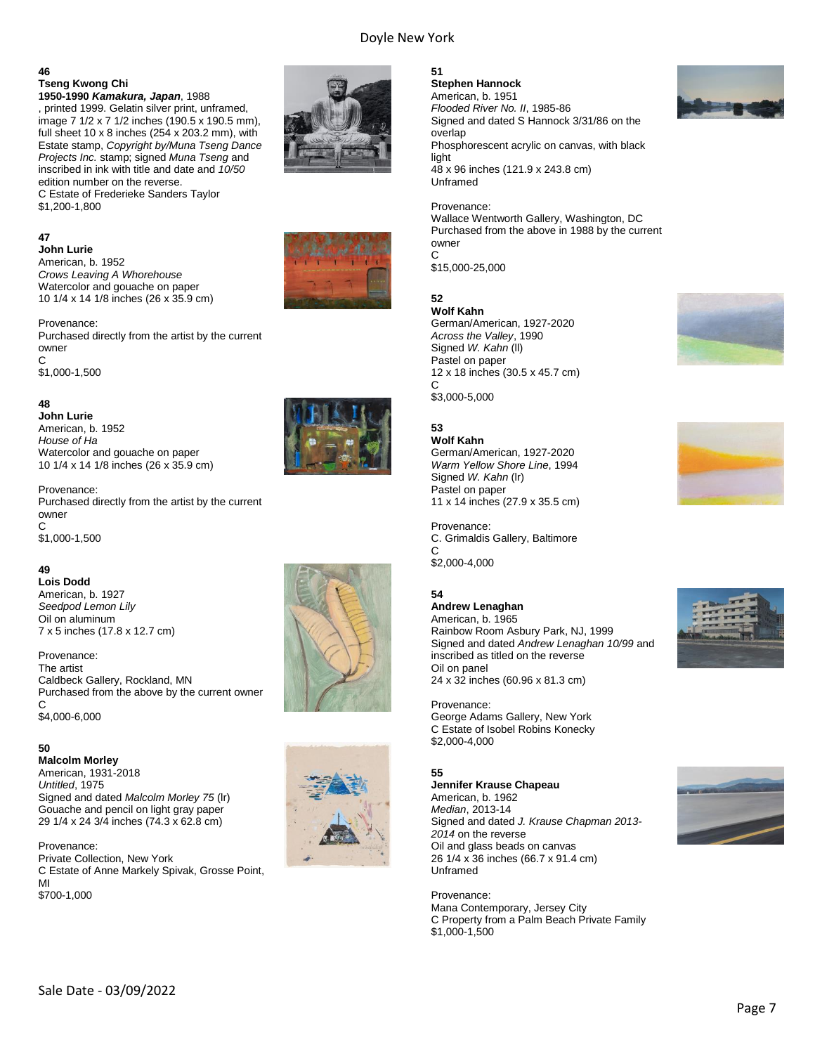**46**
**Tseng Kwong Chi**
**1950-1990** ***Kamakura, Japan***, 1988
, printed 1999. Gelatin silver print, unframed, image 7 1/2 x 7 1/2 inches (190.5 x 190.5 mm), full sheet 10 x 8 inches (254 x 203.2 mm), with Estate stamp, *Copyright by/Muna Tseng Dance Projects Inc.* stamp; signed *Muna Tseng* and inscribed in ink with title and date and *10/50* edition number on the reverse.
C Estate of Frederieke Sanders Taylor
$1,200-1,800

**47**
**John Lurie**
American, b. 1952
*Crows Leaving A Whorehouse*
Watercolor and gouache on paper
10 1/4 x 14 1/8 inches (26 x 35.9 cm)

Provenance:
Purchased directly from the artist by the current owner
C
$1,000-1,500

**48**
**John Lurie**
American, b. 1952
*House of Ha*
Watercolor and gouache on paper
10 1/4 x 14 1/8 inches (26 x 35.9 cm)

Provenance:
Purchased directly from the artist by the current owner
C
$1,000-1,500

**49**
**Lois Dodd**
American, b. 1927
*Seedpod Lemon Lily*
Oil on aluminum
7 x 5 inches (17.8 x 12.7 cm)

Provenance:
The artist
Caldbeck Gallery, Rockland, MN
Purchased from the above by the current owner
C
$4,000-6,000

**50**
**Malcolm Morley**
American, 1931-2018
*Untitled*, 1975
Signed and dated *Malcolm Morley 75* (lr)
Gouache and pencil on light gray paper
29 1/4 x 24 3/4 inches (74.3 x 62.8 cm)

Provenance:
Private Collection, New York
C Estate of Anne Markely Spivak, Grosse Point, MI
$700-1,000

**51**
**Stephen Hannock**
American, b. 1951
*Flooded River No. II*, 1985-86
Signed and dated S Hannock 3/31/86 on the overlap
Phosphorescent acrylic on canvas, with black light
48 x 96 inches (121.9 x 243.8 cm)
Unframed

Provenance:
Wallace Wentworth Gallery, Washington, DC
Purchased from the above in 1988 by the current owner
C
$15,000-25,000

**52**
**Wolf Kahn**
German/American, 1927-2020
*Across the Valley*, 1990
Signed *W. Kahn* (ll)
Pastel on paper
12 x 18 inches (30.5 x 45.7 cm)
C
$3,000-5,000

**53**
**Wolf Kahn**
German/American, 1927-2020
*Warm Yellow Shore Line*, 1994
Signed *W. Kahn* (lr)
Pastel on paper
11 x 14 inches (27.9 x 35.5 cm)

Provenance:
C. Grimaldis Gallery, Baltimore
C
$2,000-4,000

**54**
**Andrew Lenaghan**
American, b. 1965
Rainbow Room Asbury Park, NJ, 1999
Signed and dated *Andrew Lenaghan 10/99* and inscribed as titled on the reverse
Oil on panel
24 x 32 inches (60.96 x 81.3 cm)

Provenance:
George Adams Gallery, New York
C Estate of Isobel Robins Konecky
$2,000-4,000

**55**
**Jennifer Krause Chapeau**
American, b. 1962
*Median*, 2013-14
Signed and dated *J. Krause Chapman 2013-2014* on the reverse
Oil and glass beads on canvas
26 1/4 x 36 inches (66.7 x 91.4 cm)
Unframed

Provenance:
Mana Contemporary, Jersey City
C Property from a Palm Beach Private Family
$1,000-1,500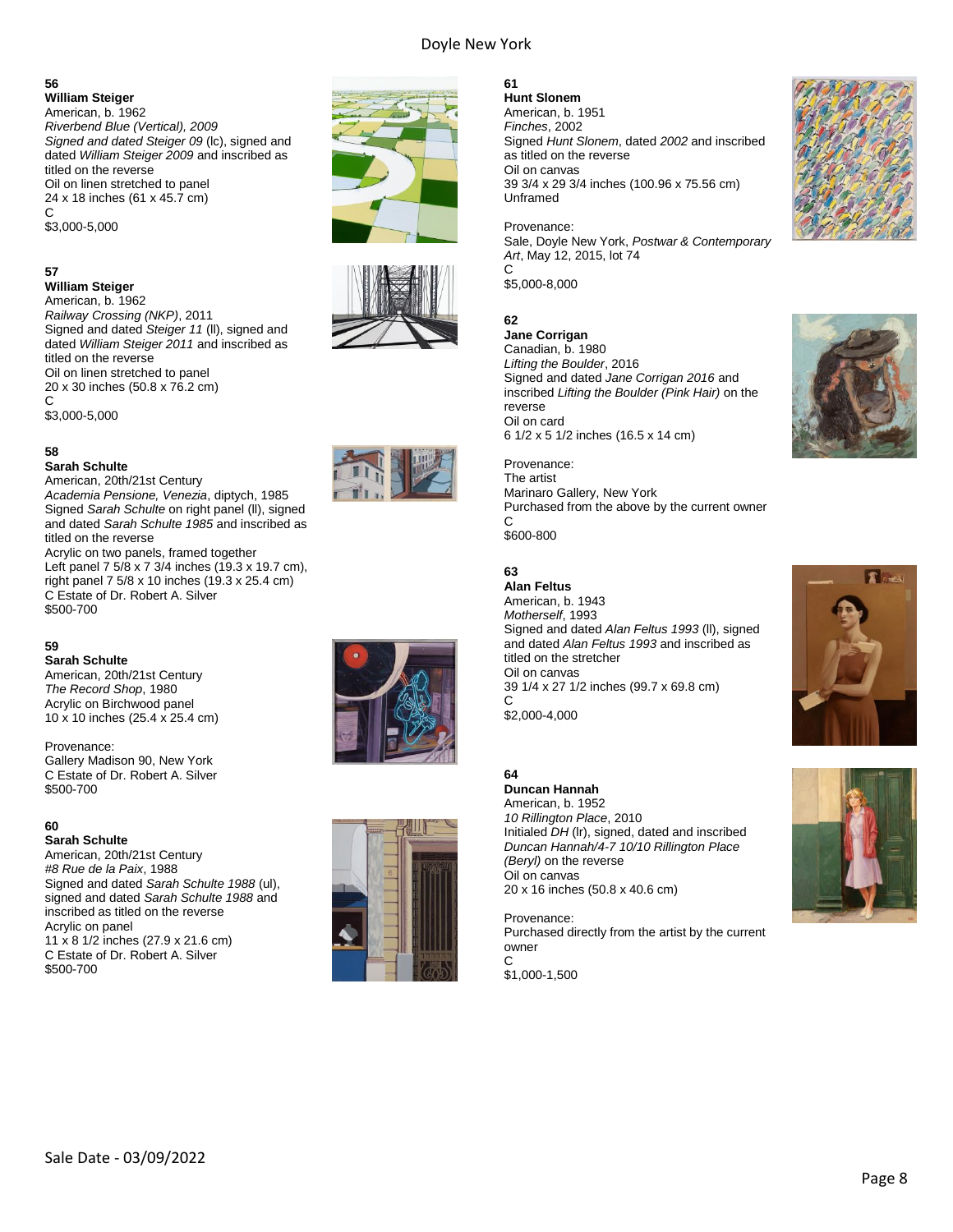**56**
**William Steiger**
American, b. 1962
*Riverbend Blue (Vertical), 2009*
*Signed and dated Steiger 09* (lc), signed and dated *William Steiger 2009* and inscribed as titled on the reverse
Oil on linen stretched to panel
24 x 18 inches (61 x 45.7 cm)
C
$3,000-5,000

**57**
**William Steiger**
American, b. 1962
*Railway Crossing (NKP)*, 2011
Signed and dated *Steiger 11* (ll), signed and dated *William Steiger 2011* and inscribed as titled on the reverse
Oil on linen stretched to panel
20 x 30 inches (50.8 x 76.2 cm)
C
$3,000-5,000

**58**
**Sarah Schulte**
American, 20th/21st Century
*Academia Pensione, Venezia*, diptych, 1985
Signed *Sarah Schulte* on right panel (ll), signed and dated *Sarah Schulte 1985* and inscribed as titled on the reverse
Acrylic on two panels, framed together
Left panel 7 5/8 x 7 3/4 inches (19.3 x 19.7 cm), right panel 7 5/8 x 10 inches (19.3 x 25.4 cm)
C Estate of Dr. Robert A. Silver
$500-700

**59**
**Sarah Schulte**
American, 20th/21st Century
*The Record Shop*, 1980
Acrylic on Birchwood panel
10 x 10 inches (25.4 x 25.4 cm)

Provenance:
Gallery Madison 90, New York
C Estate of Dr. Robert A. Silver
$500-700

**60**
**Sarah Schulte**
American, 20th/21st Century
*#8 Rue de la Paix*, 1988
Signed and dated *Sarah Schulte 1988* (ul), signed and dated *Sarah Schulte 1988* and inscribed as titled on the reverse
Acrylic on panel
11 x 8 1/2 inches (27.9 x 21.6 cm)
C Estate of Dr. Robert A. Silver
$500-700

**61**
**Hunt Slonem**
American, b. 1951
*Finches*, 2002
Signed *Hunt Slonem*, dated *2002* and inscribed as titled on the reverse
Oil on canvas
39 3/4 x 29 3/4 inches (100.96 x 75.56 cm)
Unframed

Provenance:
Sale, Doyle New York, *Postwar & Contemporary Art*, May 12, 2015, lot 74
C
$5,000-8,000

**62**
**Jane Corrigan**
Canadian, b. 1980
*Lifting the Boulder*, 2016
Signed and dated *Jane Corrigan 2016* and inscribed *Lifting the Boulder (Pink Hair)* on the reverse
Oil on card
6 1/2 x 5 1/2 inches (16.5 x 14 cm)

Provenance:
The artist
Marinaro Gallery, New York
Purchased from the above by the current owner
C
$600-800

**63**
**Alan Feltus**
American, b. 1943
*Motherself*, 1993
Signed and dated *Alan Feltus 1993* (ll), signed and dated *Alan Feltus 1993* and inscribed as titled on the stretcher
Oil on canvas
39 1/4 x 27 1/2 inches (99.7 x 69.8 cm)
C
$2,000-4,000

**64**
**Duncan Hannah**
American, b. 1952
*10 Rillington Place*, 2010
Initialed *DH* (lr), signed, dated and inscribed *Duncan Hannah/4-7 10/10 Rillington Place (Beryl)* on the reverse
Oil on canvas
20 x 16 inches (50.8 x 40.6 cm)

Provenance:
Purchased directly from the artist by the current owner
C
$1,000-1,500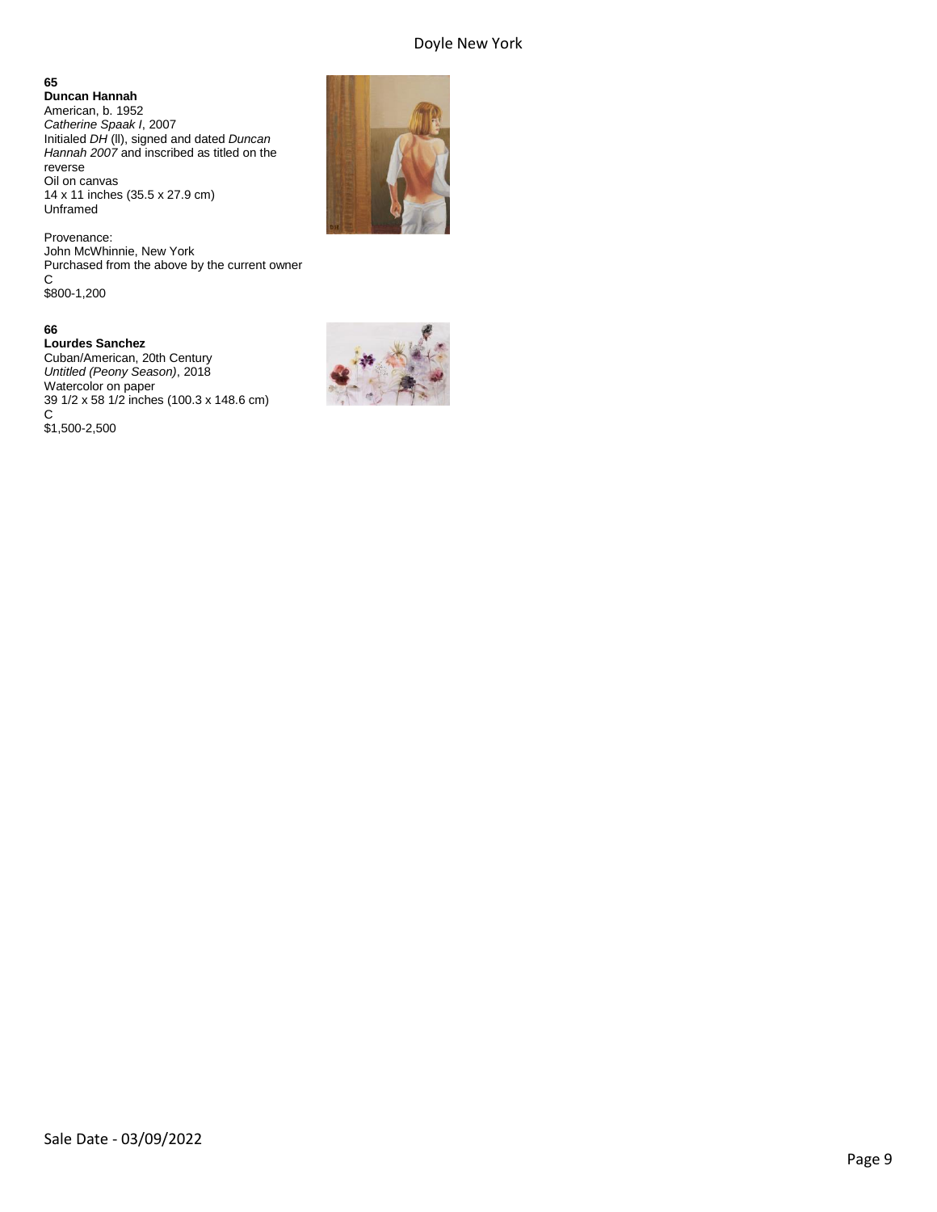**65**

**Duncan Hannah**

American, b. 1952

*Catherine Spaak I*, 2007

Initialed *DH* (ll), signed and dated *Duncan Hannah 2007* and inscribed as titled on the reverse

Oil on canvas

14 x 11 inches (35.5 x 27.9 cm)

Unframed

Provenance:

John McWhinnie, New York

Purchased from the above by the current owner

C

$800-1,200

**66**

**Lourdes Sanchez**

Cuban/American, 20th Century

*Untitled (Peony Season)*, 2018

Watercolor on paper

39 1/2 x 58 1/2 inches (100.3 x 148.6 cm)

C

$1,500-2,500